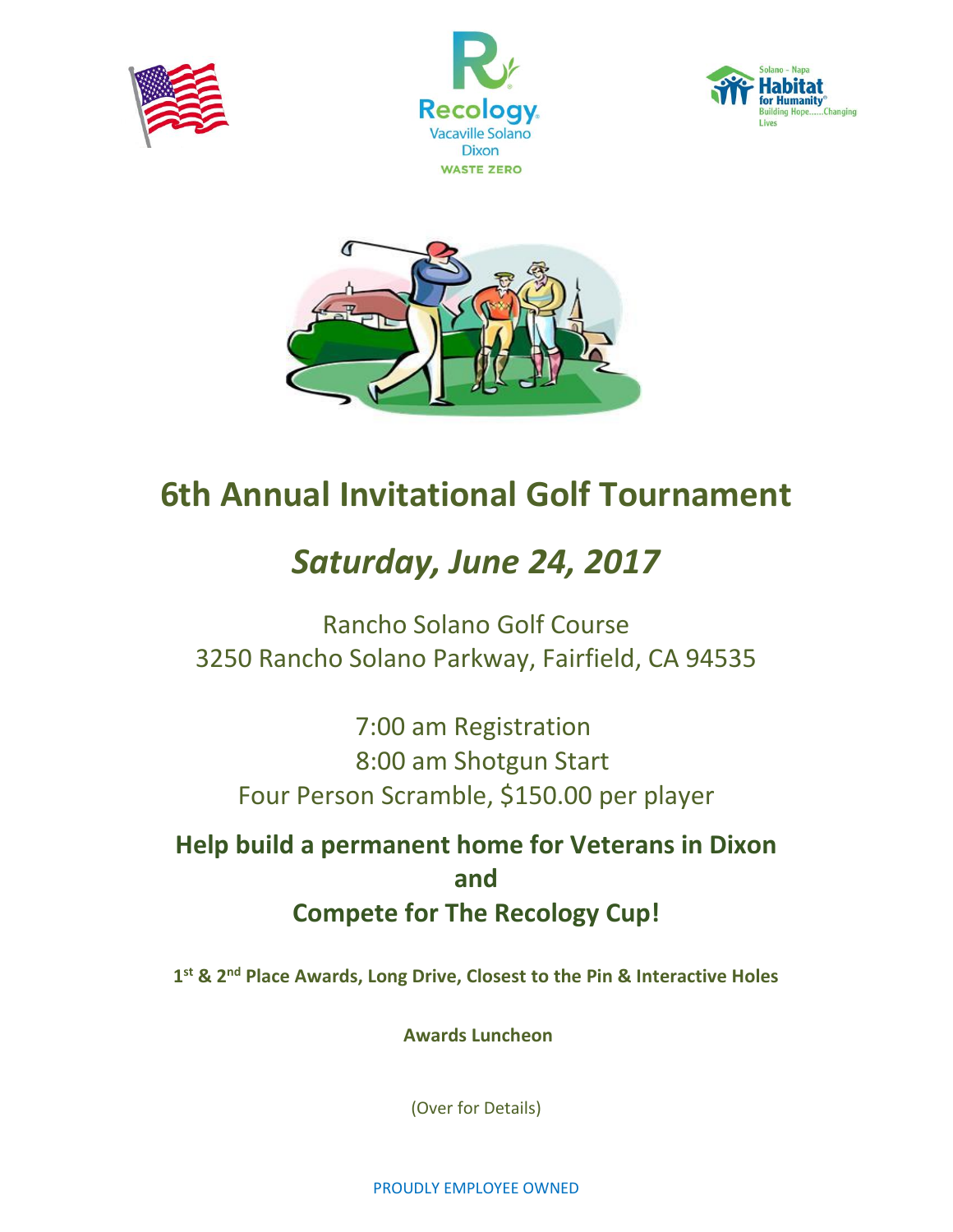Recology
Vacaville Solano
Dixon
WASTE ZERO

Solano - Napa
Habitat for Humanity
Building Hope......Changing Lives

# 6th Annual Invitational Golf Tournament

## *Saturday, June 24, 2017*

Rancho Solano Golf Course
3250 Rancho Solano Parkway, Fairfield, CA 94535

7:00 am Registration
8:00 am Shotgun Start
Four Person Scramble, $150.00 per player

**Help build a permanent home for Veterans in Dixon**
**and**
**Compete for The Recology Cup!**

**1st & 2nd Place Awards, Long Drive, Closest to the Pin & Interactive Holes**

**Awards Luncheon**

(Over for Details)

PROUDLY EMPLOYEE OWNED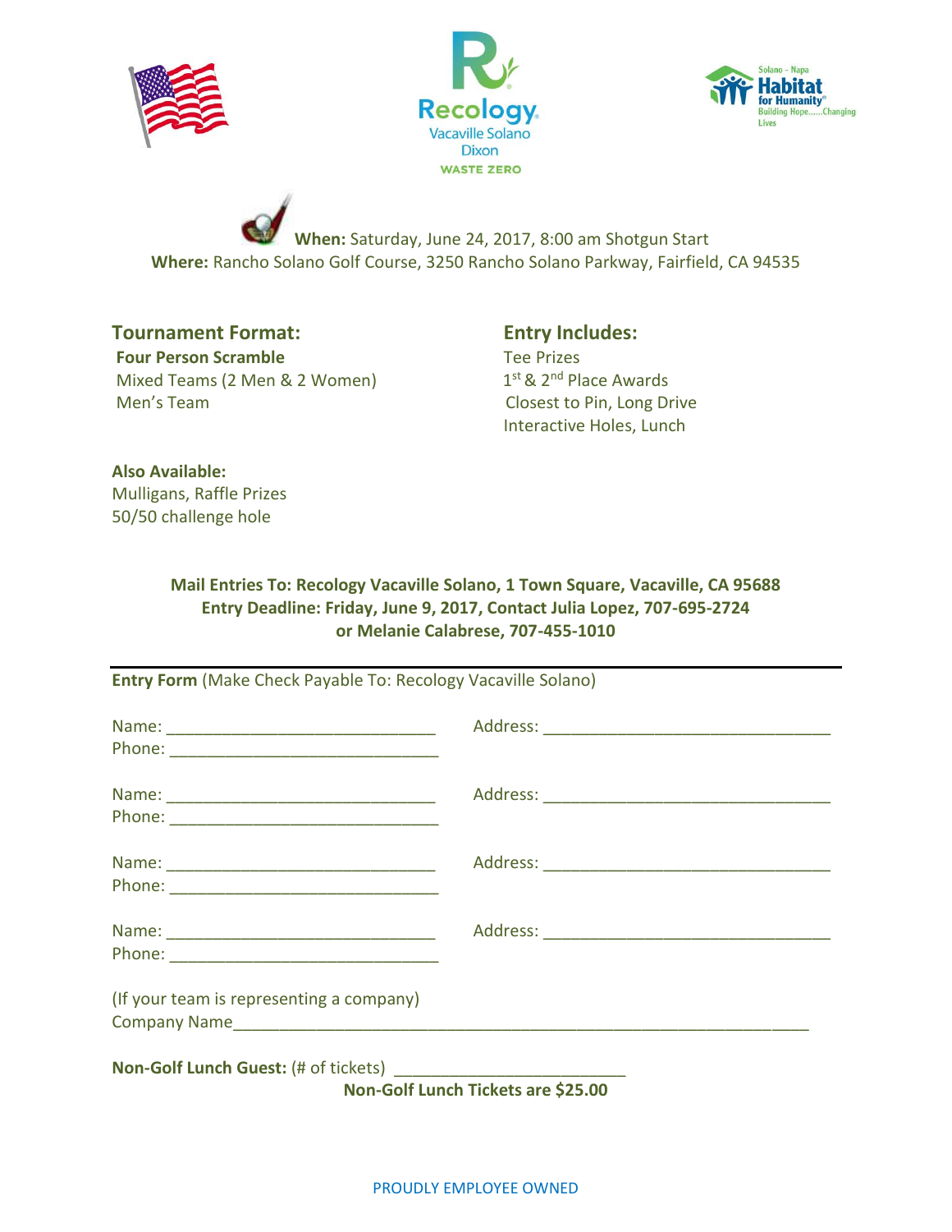Recology.
Vacaville Solano
Dixon
WASTE ZERO

Solano - Napa
Habitat for Humanity
Building Hope......Changing Lives

**When:** Saturday, June 24, 2017, 8:00 am Shotgun Start
**Where:** Rancho Solano Golf Course, 3250 Rancho Solano Parkway, Fairfield, CA 94535

## Tournament Format:

**Four Person Scramble**
Mixed Teams (2 Men & 2 Women)
Men's Team

## Entry Includes:

Tee Prizes
1st & 2nd Place Awards
Closest to Pin, Long Drive
Interactive Holes, Lunch

**Also Available:**
Mulligans, Raffle Prizes
50/50 challenge hole

**Mail Entries To: Recology Vacaville Solano, 1 Town Square, Vacaville, CA 95688**
**Entry Deadline: Friday, June 9, 2017, Contact Julia Lopez, 707-695-2724**
**or Melanie Calabrese, 707-455-1010**

---

**Entry Form** (Make Check Payable To: Recology Vacaville Solano)

Name: ______________________________ Address: ________________________________
Phone: ______________________________

Name: ______________________________ Address: ________________________________
Phone: ______________________________

Name: ______________________________ Address: ________________________________
Phone: ______________________________

Name: ______________________________ Address: ________________________________
Phone: ______________________________

(If your team is representing a company)
Company Name______________________________________________________________

**Non-Golf Lunch Guest:** (# of tickets) __________________________
**Non-Golf Lunch Tickets are $25.00**

PROUDLY EMPLOYEE OWNED